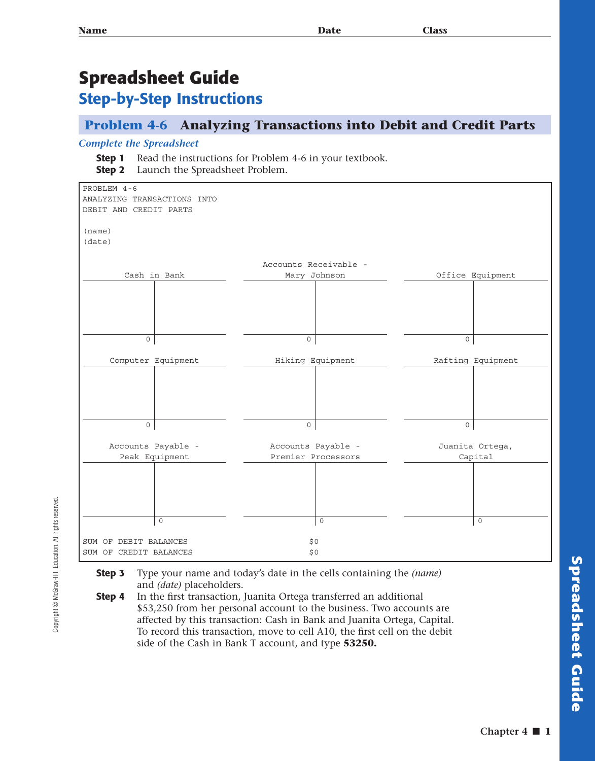Name Date Class

# Spreadsheet Guide

## Step-by-Step Instructions

### Problem 4-6 Analyzing Transactions into Debit and Credit Parts

*Complete the Spreadsheet*

**Step 1** Read the instructions for Problem 4-6 in your textbook.

**Step 2** Launch the Spreadsheet Problem.

```
PROBLEM 4-6
ANALYZING TRANSACTIONS INTO
DEBIT AND CREDIT PARTS

(name)
(date)

                                   Accounts Receivable -
       Cash in Bank                    Mary Johnson                  Office Equipment
                0 |                             0 |                             0 |

   Computer Equipment                 Hiking Equipment              Rafting Equipment
                0 |                             0 |                             0 |

    Accounts Payable -               Accounts Payable -              Juanita Ortega,
      Peak Equipment                 Premier Processors                  Capital
                  | 0                             | 0                             | 0

SUM OF DEBIT BALANCES                 $0
SUM OF CREDIT BALANCES                $0
```

**Step 3** Type your name and today's date in the cells containing the *(name)* and *(date)* placeholders.

**Step 4** In the first transaction, Juanita Ortega transferred an additional $53,250 from her personal account to the business. Two accounts are affected by this transaction: Cash in Bank and Juanita Ortega, Capital. To record this transaction, move to cell A10, the first cell on the debit side of the Cash in Bank T account, and type **53250.**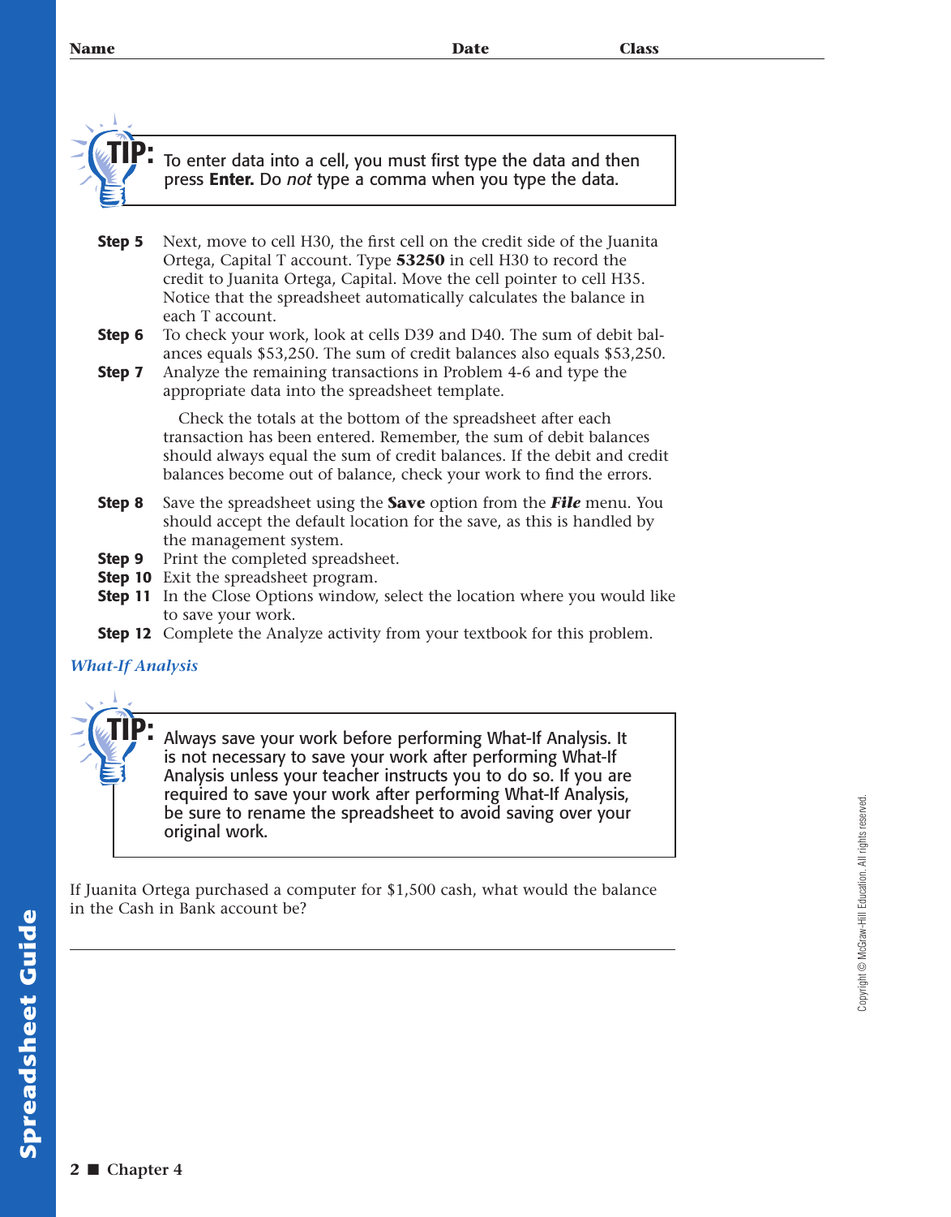**TIP:** To enter data into a cell, you must first type the data and then press **Enter.** Do *not* type a comma when you type the data.

**Step 5** Next, move to cell H30, the first cell on the credit side of the Juanita Ortega, Capital T account. Type **53250** in cell H30 to record the credit to Juanita Ortega, Capital. Move the cell pointer to cell H35. Notice that the spreadsheet automatically calculates the balance in each T account.

**Step 6** To check your work, look at cells D39 and D40. The sum of debit balances equals $53,250. The sum of credit balances also equals $53,250.

**Step 7** Analyze the remaining transactions in Problem 4-6 and type the appropriate data into the spreadsheet template.

Check the totals at the bottom of the spreadsheet after each transaction has been entered. Remember, the sum of debit balances should always equal the sum of credit balances. If the debit and credit balances become out of balance, check your work to find the errors.

**Step 8** Save the spreadsheet using the **Save** option from the ***File*** menu. You should accept the default location for the save, as this is handled by the management system.

**Step 9** Print the completed spreadsheet.

**Step 10** Exit the spreadsheet program.

**Step 11** In the Close Options window, select the location where you would like to save your work.

**Step 12** Complete the Analyze activity from your textbook for this problem.

## *What-If Analysis*

**TIP:** Always save your work before performing What-If Analysis. It is not necessary to save your work after performing What-If Analysis unless your teacher instructs you to do so. If you are required to save your work after performing What-If Analysis, be sure to rename the spreadsheet to avoid saving over your original work.

If Juanita Ortega purchased a computer for $1,500 cash, what would the balance in the Cash in Bank account be?

_______________________________________________